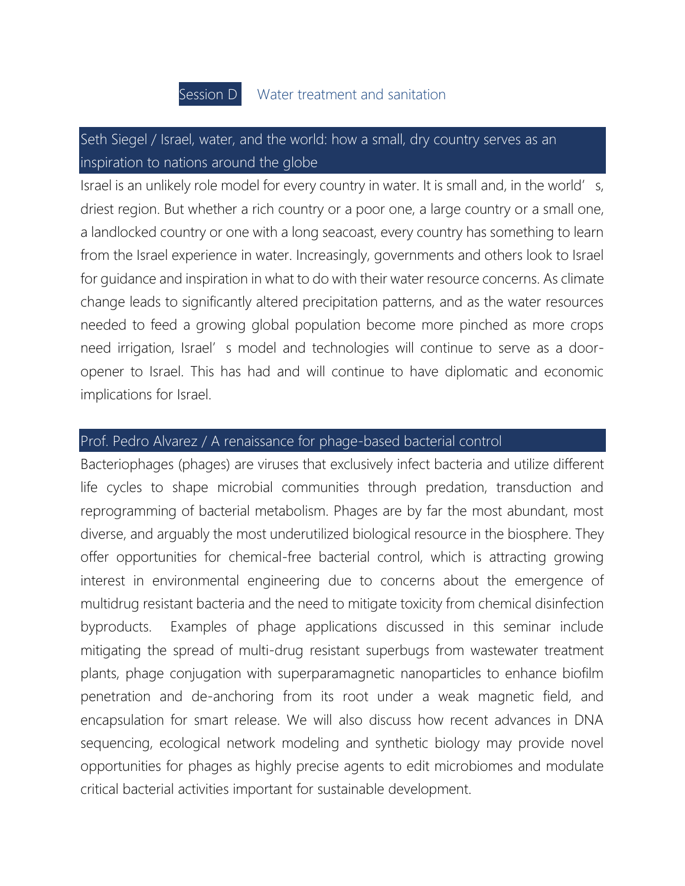# Session D Water treatment and sanitation

## Seth Siegel / Israel, water, and the world: how a small, dry country serves as an inspiration to nations around the globe

Israel is an unlikely role model for every country in water. It is small and, in the world's, driest region. But whether a rich country or a poor one, a large country or a small one, a landlocked country or one with a long seacoast, every country has something to learn from the Israel experience in water. Increasingly, governments and others look to Israel for guidance and inspiration in what to do with their water resource concerns. As climate change leads to significantly altered precipitation patterns, and as the water resources needed to feed a growing global population become more pinched as more crops need irrigation, Israel's model and technologies will continue to serve as a door-opener to Israel. This has had and will continue to have diplomatic and economic implications for Israel.

## Prof. Pedro Alvarez / A renaissance for phage-based bacterial control

Bacteriophages (phages) are viruses that exclusively infect bacteria and utilize different life cycles to shape microbial communities through predation, transduction and reprogramming of bacterial metabolism. Phages are by far the most abundant, most diverse, and arguably the most underutilized biological resource in the biosphere. They offer opportunities for chemical-free bacterial control, which is attracting growing interest in environmental engineering due to concerns about the emergence of multidrug resistant bacteria and the need to mitigate toxicity from chemical disinfection byproducts. Examples of phage applications discussed in this seminar include mitigating the spread of multi-drug resistant superbugs from wastewater treatment plants, phage conjugation with superparamagnetic nanoparticles to enhance biofilm penetration and de-anchoring from its root under a weak magnetic field, and encapsulation for smart release. We will also discuss how recent advances in DNA sequencing, ecological network modeling and synthetic biology may provide novel opportunities for phages as highly precise agents to edit microbiomes and modulate critical bacterial activities important for sustainable development.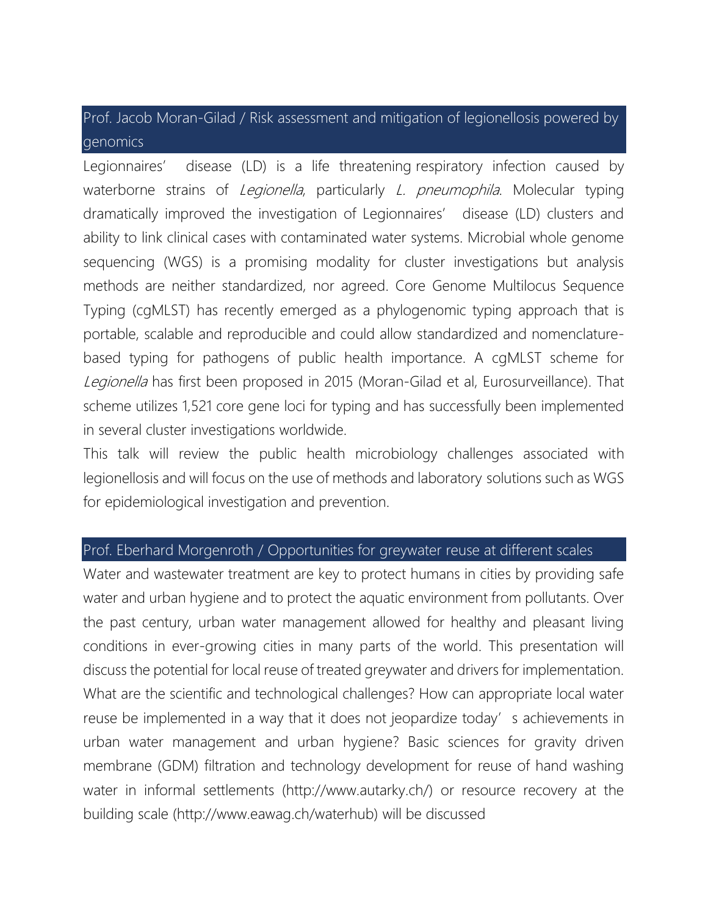## Prof. Jacob Moran-Gilad / Risk assessment and mitigation of legionellosis powered by genomics

Legionnaires' disease (LD) is a life threatening respiratory infection caused by waterborne strains of *Legionella*, particularly *L. pneumophila*. Molecular typing dramatically improved the investigation of Legionnaires' disease (LD) clusters and ability to link clinical cases with contaminated water systems. Microbial whole genome sequencing (WGS) is a promising modality for cluster investigations but analysis methods are neither standardized, nor agreed. Core Genome Multilocus Sequence Typing (cgMLST) has recently emerged as a phylogenomic typing approach that is portable, scalable and reproducible and could allow standardized and nomenclature-based typing for pathogens of public health importance. A cgMLST scheme for *Legionella* has first been proposed in 2015 (Moran-Gilad et al, Eurosurveillance). That scheme utilizes 1,521 core gene loci for typing and has successfully been implemented in several cluster investigations worldwide.

This talk will review the public health microbiology challenges associated with legionellosis and will focus on the use of methods and laboratory solutions such as WGS for epidemiological investigation and prevention.

## Prof. Eberhard Morgenroth / Opportunities for greywater reuse at different scales

Water and wastewater treatment are key to protect humans in cities by providing safe water and urban hygiene and to protect the aquatic environment from pollutants. Over the past century, urban water management allowed for healthy and pleasant living conditions in ever-growing cities in many parts of the world. This presentation will discuss the potential for local reuse of treated greywater and drivers for implementation. What are the scientific and technological challenges? How can appropriate local water reuse be implemented in a way that it does not jeopardize today's achievements in urban water management and urban hygiene? Basic sciences for gravity driven membrane (GDM) filtration and technology development for reuse of hand washing water in informal settlements (http://www.autarky.ch/) or resource recovery at the building scale (http://www.eawag.ch/waterhub) will be discussed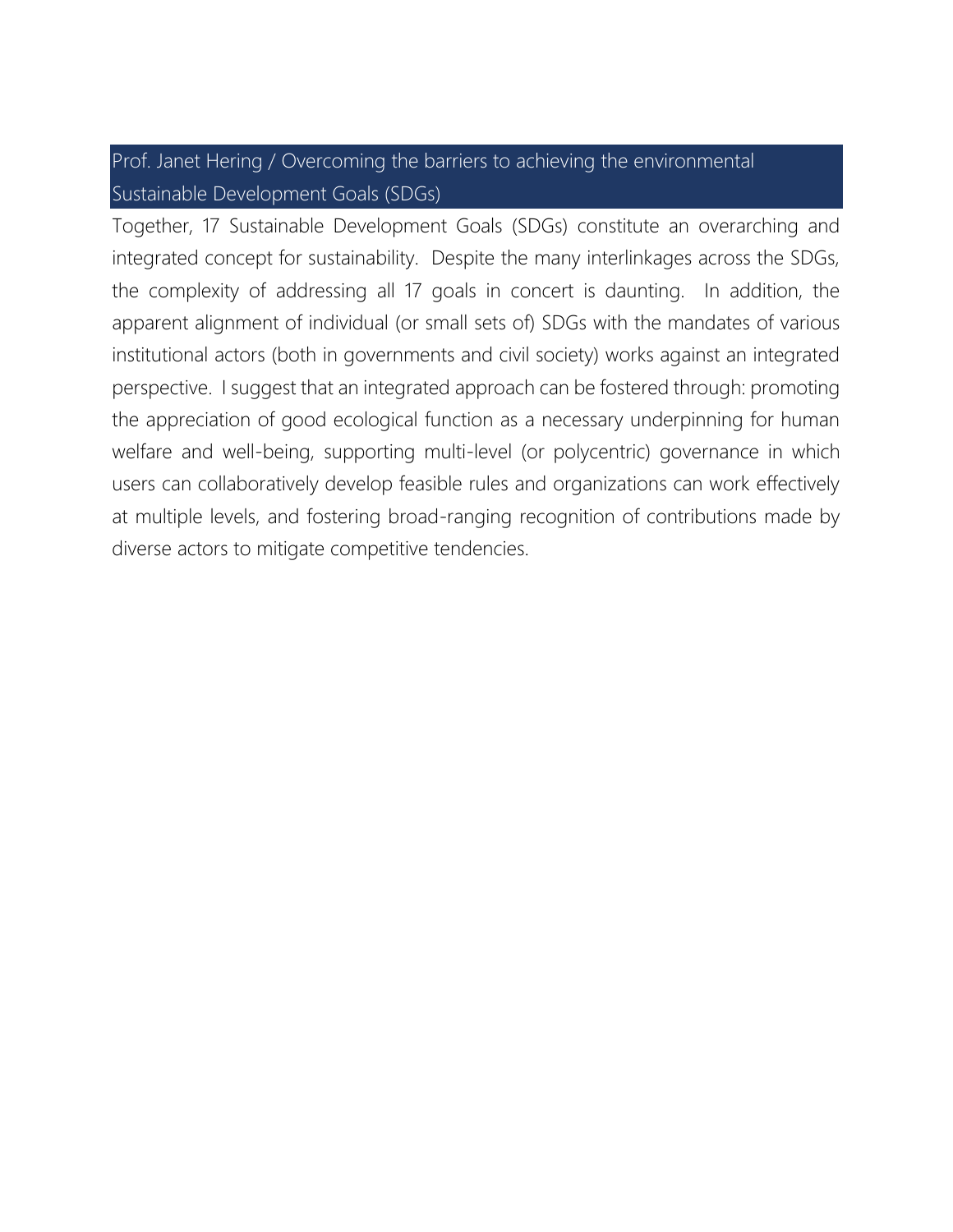## Prof. Janet Hering / Overcoming the barriers to achieving the environmental Sustainable Development Goals (SDGs)

Together, 17 Sustainable Development Goals (SDGs) constitute an overarching and integrated concept for sustainability. Despite the many interlinkages across the SDGs, the complexity of addressing all 17 goals in concert is daunting. In addition, the apparent alignment of individual (or small sets of) SDGs with the mandates of various institutional actors (both in governments and civil society) works against an integrated perspective. I suggest that an integrated approach can be fostered through: promoting the appreciation of good ecological function as a necessary underpinning for human welfare and well-being, supporting multi-level (or polycentric) governance in which users can collaboratively develop feasible rules and organizations can work effectively at multiple levels, and fostering broad-ranging recognition of contributions made by diverse actors to mitigate competitive tendencies.